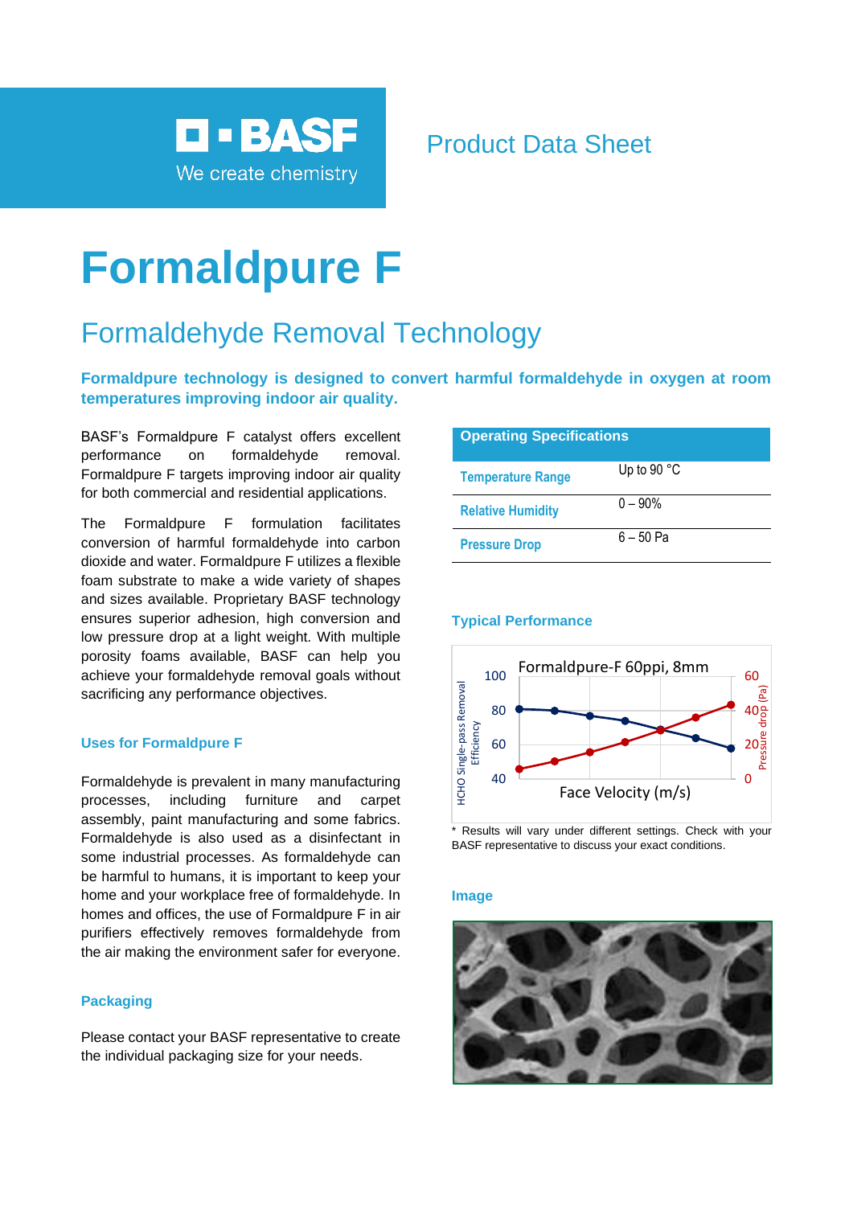BASF
We create chemistry

Product Data Sheet

# Formaldpure F

## Formaldehyde Removal Technology

**Formaldpure technology is designed to convert harmful formaldehyde in oxygen at room temperatures improving indoor air quality.**

BASF's Formaldpure F catalyst offers excellent performance on formaldehyde removal. Formaldpure F targets improving indoor air quality for both commercial and residential applications.

The Formaldpure F formulation facilitates conversion of harmful formaldehyde into carbon dioxide and water. Formaldpure F utilizes a flexible foam substrate to make a wide variety of shapes and sizes available. Proprietary BASF technology ensures superior adhesion, high conversion and low pressure drop at a light weight. With multiple porosity foams available, BASF can help you achieve your formaldehyde removal goals without sacrificing any performance objectives.

### Uses for Formaldpure F

Formaldehyde is prevalent in many manufacturing processes, including furniture and carpet assembly, paint manufacturing and some fabrics. Formaldehyde is also used as a disinfectant in some industrial processes. As formaldehyde can be harmful to humans, it is important to keep your home and your workplace free of formaldehyde. In homes and offices, the use of Formaldpure F in air purifiers effectively removes formaldehyde from the air making the environment safer for everyone.

### Packaging

Please contact your BASF representative to create the individual packaging size for your needs.

| Operating Specifications | |
|---|---|
| Temperature Range | Up to 90 °C |
| Relative Humidity | 0 – 90% |
| Pressure Drop | 6 – 50 Pa |

### Typical Performance

Formaldpure-F 60ppi, 8mm

HCHO Single-pass Removal Efficiency (40–100) | Pressure drop (Pa) (0–60) | Face Velocity (m/s)

\* Results will vary under different settings. Check with your BASF representative to discuss your exact conditions.

### Image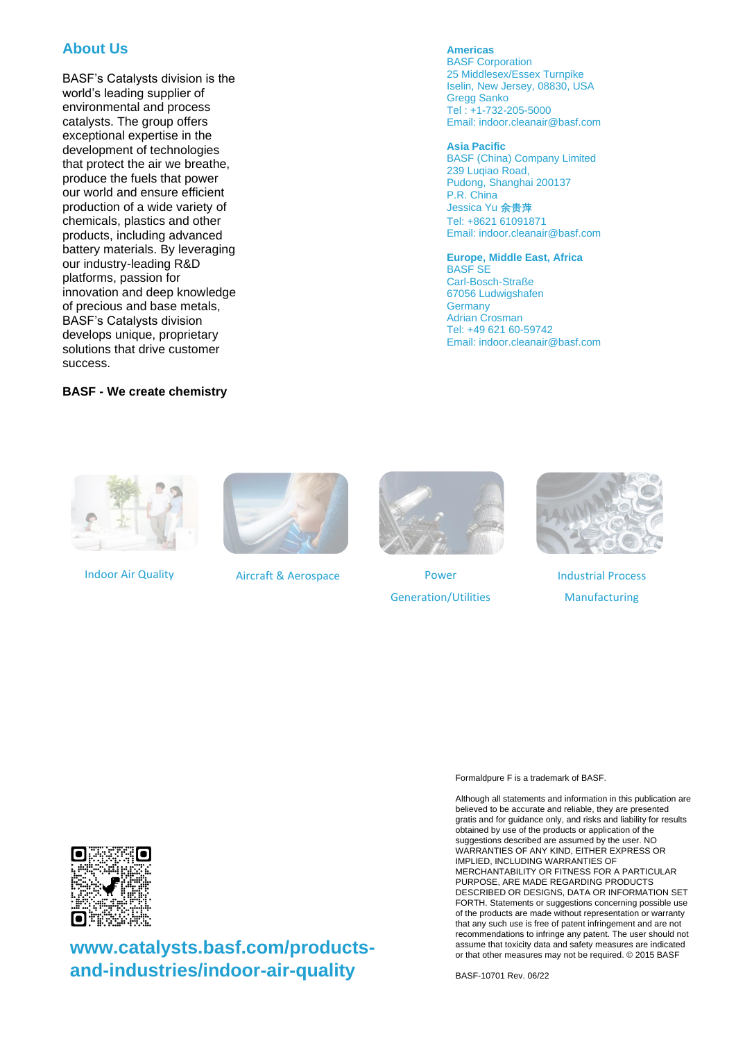## About Us

BASF's Catalysts division is the world's leading supplier of environmental and process catalysts. The group offers exceptional expertise in the development of technologies that protect the air we breathe, produce the fuels that power our world and ensure efficient production of a wide variety of chemicals, plastics and other products, including advanced battery materials. By leveraging our industry-leading R&D platforms, passion for innovation and deep knowledge of precious and base metals, BASF's Catalysts division develops unique, proprietary solutions that drive customer success.

**BASF - We create chemistry**

**Americas**
BASF Corporation
25 Middlesex/Essex Turnpike
Iselin, New Jersey, 08830, USA
Gregg Sanko
Tel : +1-732-205-5000
Email: indoor.cleanair@basf.com

**Asia Pacific**
BASF (China) Company Limited
239 Luqiao Road,
Pudong, Shanghai 200137
P.R. China
Jessica Yu 余贵萍
Tel: +8621 61091871
Email: indoor.cleanair@basf.com

**Europe, Middle East, Africa**
BASF SE
Carl-Bosch-Straße
67056 Ludwigshafen
Germany
Adrian Crosman
Tel: +49 621 60-59742
Email: indoor.cleanair@basf.com

Indoor Air Quality

Aircraft & Aerospace

Power Generation/Utilities

Industrial Process Manufacturing

**www.catalysts.basf.com/products-and-industries/indoor-air-quality**

Formaldpure F is a trademark of BASF.

Although all statements and information in this publication are believed to be accurate and reliable, they are presented gratis and for guidance only, and risks and liability for results obtained by use of the products or application of the suggestions described are assumed by the user. NO WARRANTIES OF ANY KIND, EITHER EXPRESS OR IMPLIED, INCLUDING WARRANTIES OF MERCHANTABILITY OR FITNESS FOR A PARTICULAR PURPOSE, ARE MADE REGARDING PRODUCTS DESCRIBED OR DESIGNS, DATA OR INFORMATION SET FORTH. Statements or suggestions concerning possible use of the products are made without representation or warranty that any such use is free of patent infringement and are not recommendations to infringe any patent. The user should not assume that toxicity data and safety measures are indicated or that other measures may not be required. © 2015 BASF

BASF-10701 Rev. 06/22